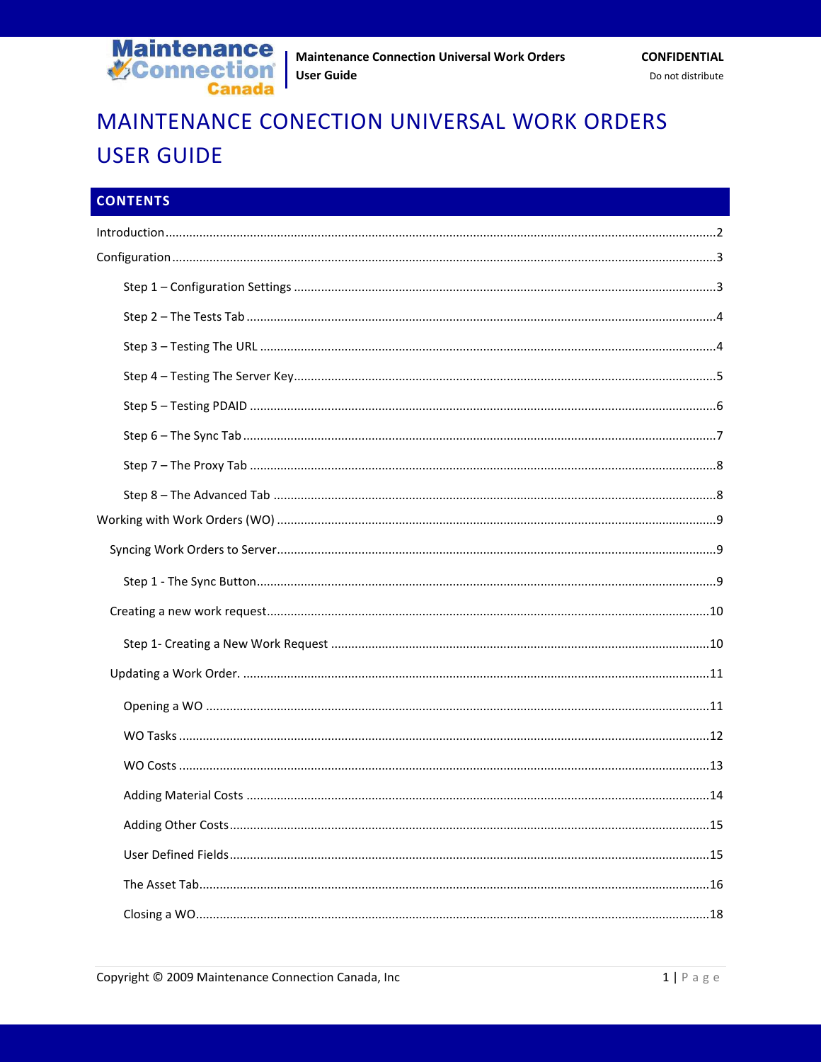# MAINTENANCE CONECTION UNIVERSAL WORK ORDERS USER GUIDE

## CONTENTS

Introduction ....................................................................................................................2

Configuration ....................................................................................................................3

- Step 1 – Configuration Settings ....................................................................................3
- Step 2 – The Tests Tab ....................................................................................................4
- Step 3 – Testing The URL ..............................................................................................4
- Step 4 – Testing The Server Key.....................................................................................5
- Step 5 – Testing PDAID ..................................................................................................6
- Step 6 – The Sync Tab ....................................................................................................7
- Step 7 – The Proxy Tab ..................................................................................................8
- Step 8 – The Advanced Tab ...........................................................................................8

Working with Work Orders (WO) ....................................................................................9

- Syncing Work Orders to Server.......................................................................................9
  - Step 1 - The Sync Button.............................................................................................9
- Creating a new work request........................................................................................10
  - Step 1- Creating a New Work Request .......................................................................10
- Updating a Work Order. ................................................................................................11
  - Opening a WO .............................................................................................................11
  - WO Tasks .....................................................................................................................12
  - WO Costs .....................................................................................................................13
  - Adding Material Costs .................................................................................................14
  - Adding Other Costs......................................................................................................15
  - User Defined Fields......................................................................................................15
  - The Asset Tab...............................................................................................................16
  - Closing a WO................................................................................................................18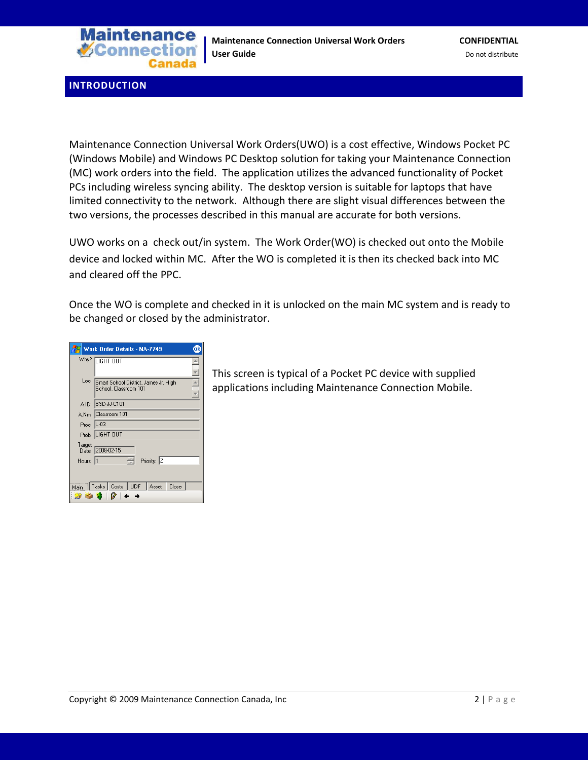# INTRODUCTION

Maintenance Connection Universal Work Orders(UWO) is a cost effective, Windows Pocket PC (Windows Mobile) and Windows PC Desktop solution for taking your Maintenance Connection (MC) work orders into the field. The application utilizes the advanced functionality of Pocket PCs including wireless syncing ability. The desktop version is suitable for laptops that have limited connectivity to the network. Although there are slight visual differences between the two versions, the processes described in this manual are accurate for both versions.

UWO works on a check out/in system. The Work Order(WO) is checked out onto the Mobile device and locked within MC. After the WO is completed it is then its checked back into MC and cleared off the PPC.

Once the WO is complete and checked in it is unlocked on the main MC system and is ready to be changed or closed by the administrator.

This screen is typical of a Pocket PC device with supplied applications including Maintenance Connection Mobile.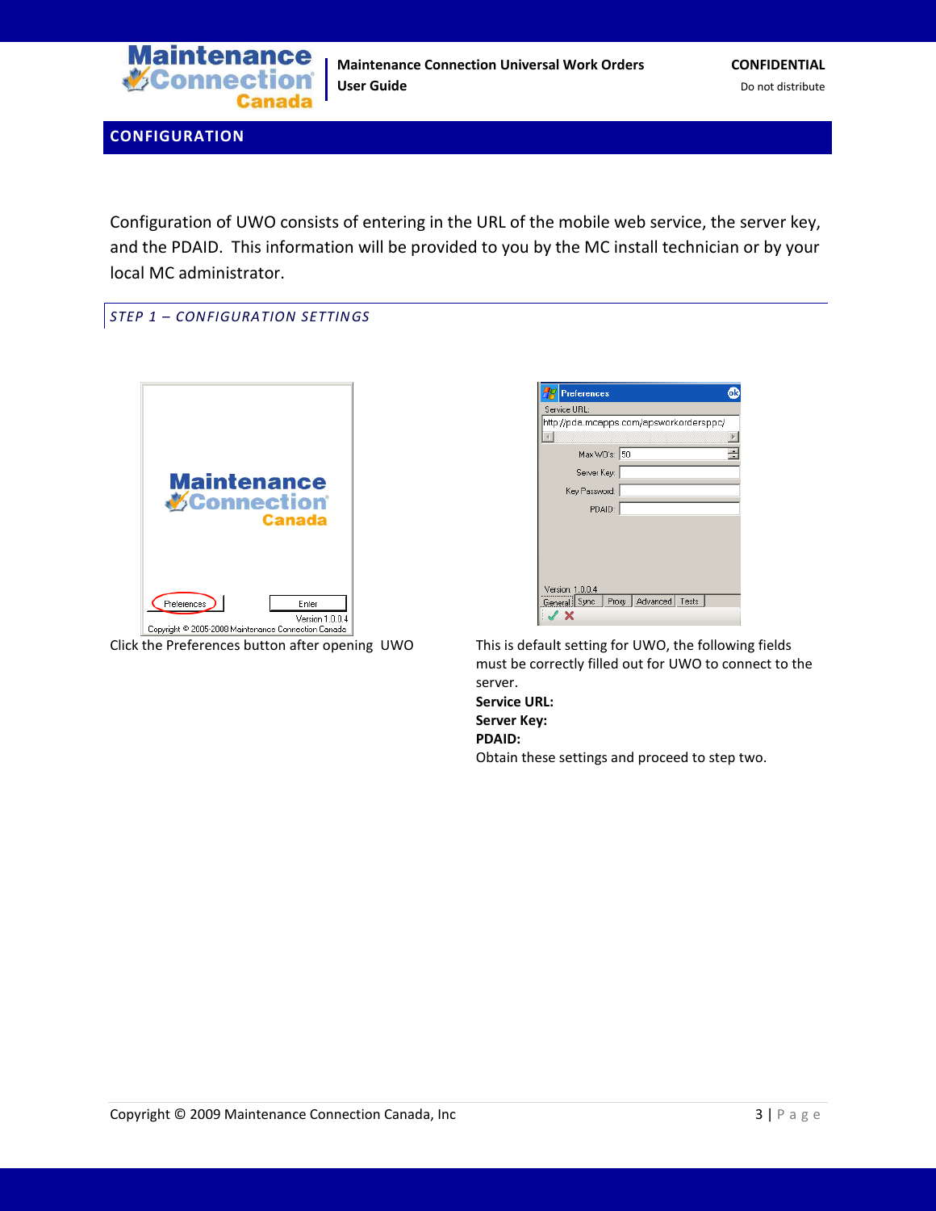## CONFIGURATION

Configuration of UWO consists of entering in the URL of the mobile web service, the server key, and the PDAID. This information will be provided to you by the MC install technician or by your local MC administrator.

### *STEP 1 – CONFIGURATION SETTINGS*

Click the Preferences button after opening UWO

This is default setting for UWO, the following fields must be correctly filled out for UWO to connect to the server.

**Service URL:**

**Server Key:**

**PDAID:**

Obtain these settings and proceed to step two.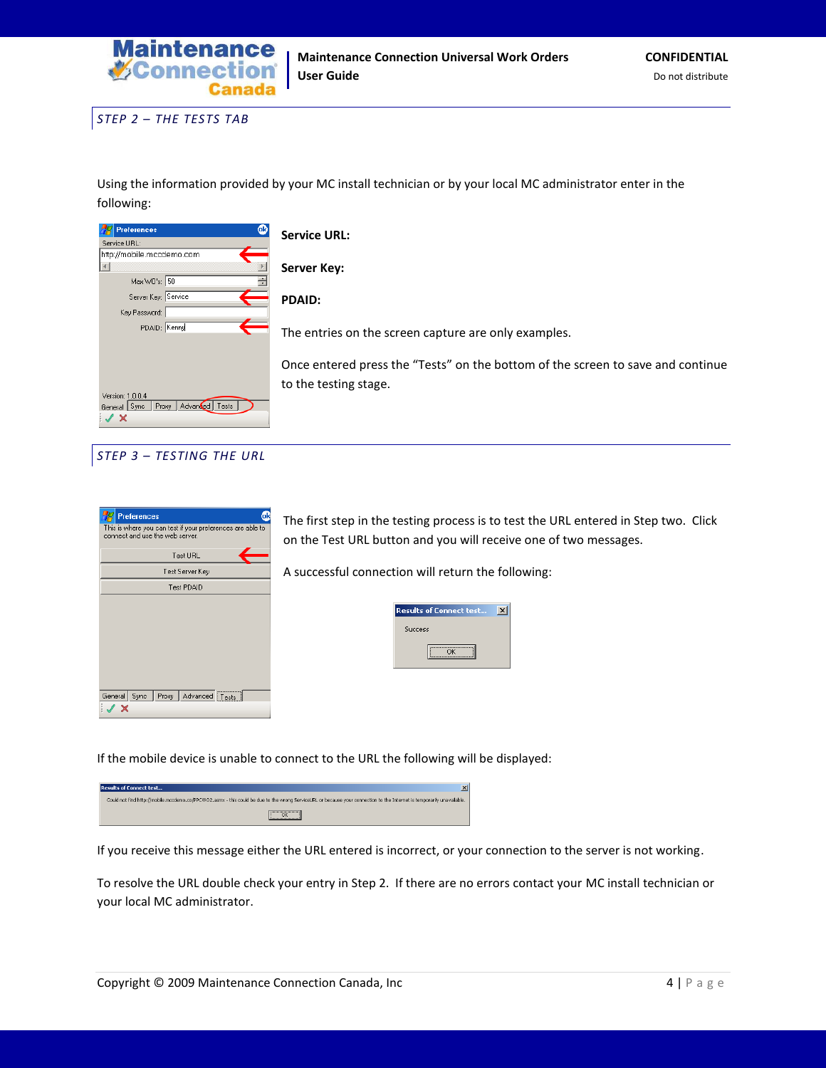## STEP 2 – THE TESTS TAB

Using the information provided by your MC install technician or by your local MC administrator enter in the following:

**Service URL:**

**Server Key:**

**PDAID:**

The entries on the screen capture are only examples.

Once entered press the "Tests" on the bottom of the screen to save and continue to the testing stage.

## STEP 3 – TESTING THE URL

The first step in the testing process is to test the URL entered in Step two. Click on the Test URL button and you will receive one of two messages.

A successful connection will return the following:

If the mobile device is unable to connect to the URL the following will be displayed:

If you receive this message either the URL entered is incorrect, or your connection to the server is not working.

To resolve the URL double check your entry in Step 2. If there are no errors contact your MC install technician or your local MC administrator.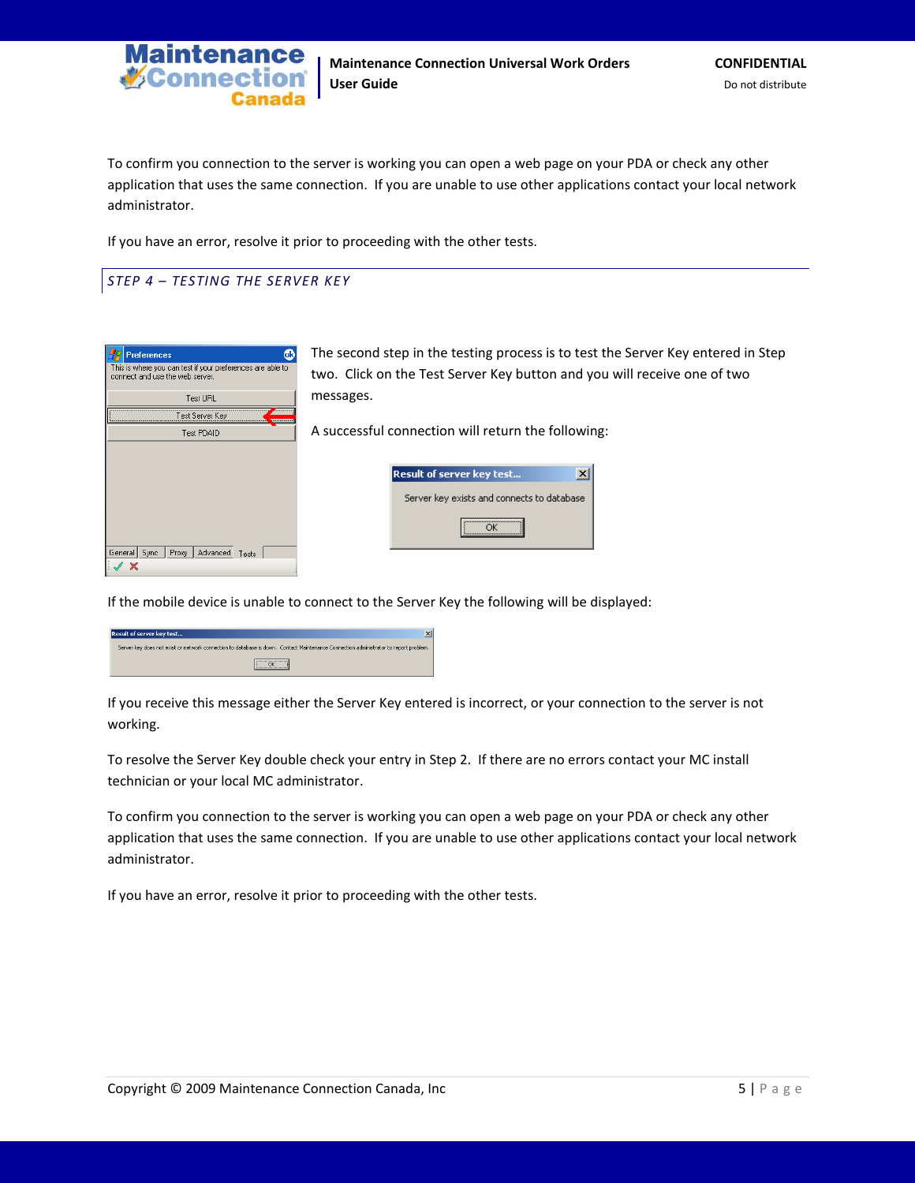To confirm you connection to the server is working you can open a web page on your PDA or check any other application that uses the same connection. If you are unable to use other applications contact your local network administrator.

If you have an error, resolve it prior to proceeding with the other tests.

## *STEP 4 – TESTING THE SERVER KEY*

The second step in the testing process is to test the Server Key entered in Step two. Click on the Test Server Key button and you will receive one of two messages.

A successful connection will return the following:

If the mobile device is unable to connect to the Server Key the following will be displayed:

If you receive this message either the Server Key entered is incorrect, or your connection to the server is not working.

To resolve the Server Key double check your entry in Step 2. If there are no errors contact your MC install technician or your local MC administrator.

To confirm you connection to the server is working you can open a web page on your PDA or check any other application that uses the same connection. If you are unable to use other applications contact your local network administrator.

If you have an error, resolve it prior to proceeding with the other tests.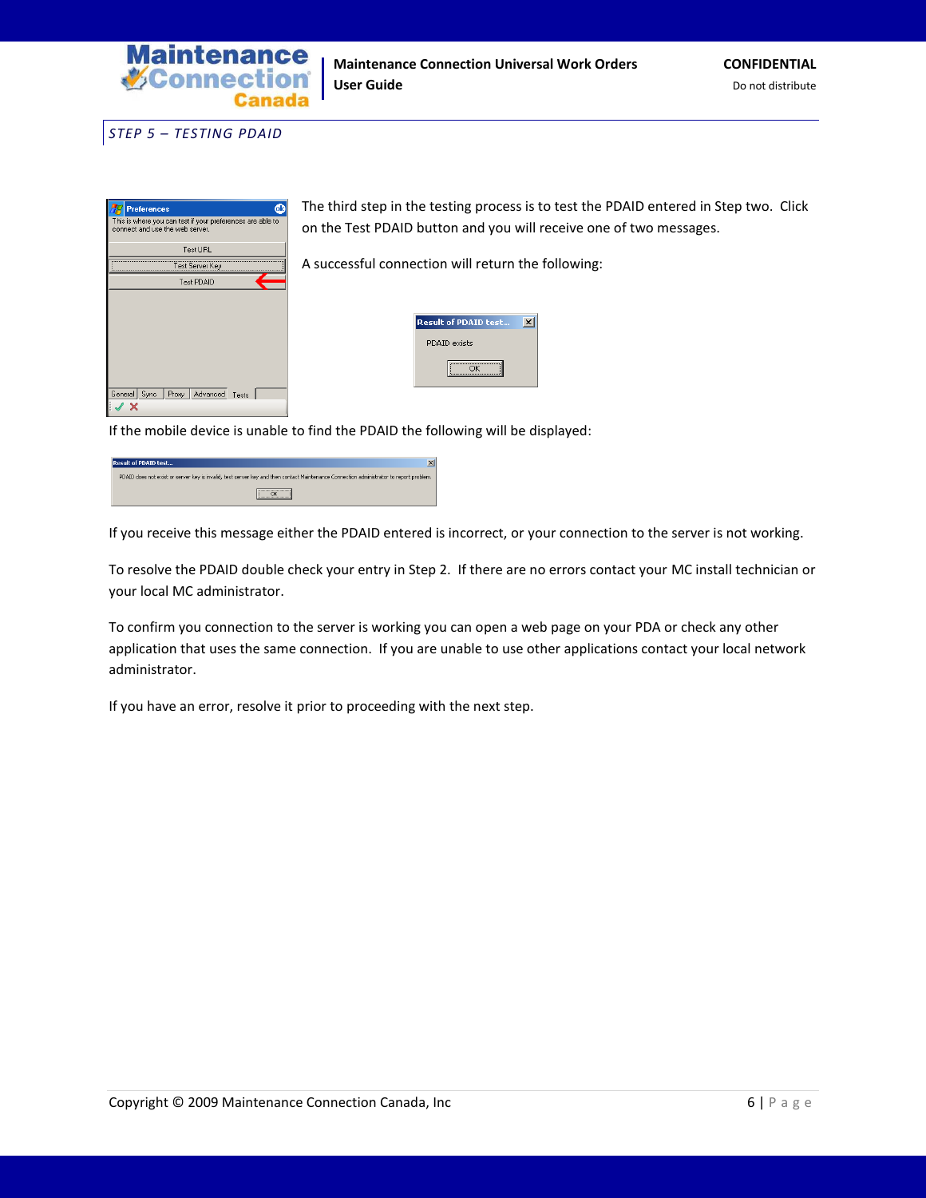## STEP 5 – TESTING PDAID

The third step in the testing process is to test the PDAID entered in Step two. Click on the Test PDAID button and you will receive one of two messages.

A successful connection will return the following:

If the mobile device is unable to find the PDAID the following will be displayed:

If you receive this message either the PDAID entered is incorrect, or your connection to the server is not working.

To resolve the PDAID double check your entry in Step 2. If there are no errors contact your MC install technician or your local MC administrator.

To confirm you connection to the server is working you can open a web page on your PDA or check any other application that uses the same connection. If you are unable to use other applications contact your local network administrator.

If you have an error, resolve it prior to proceeding with the next step.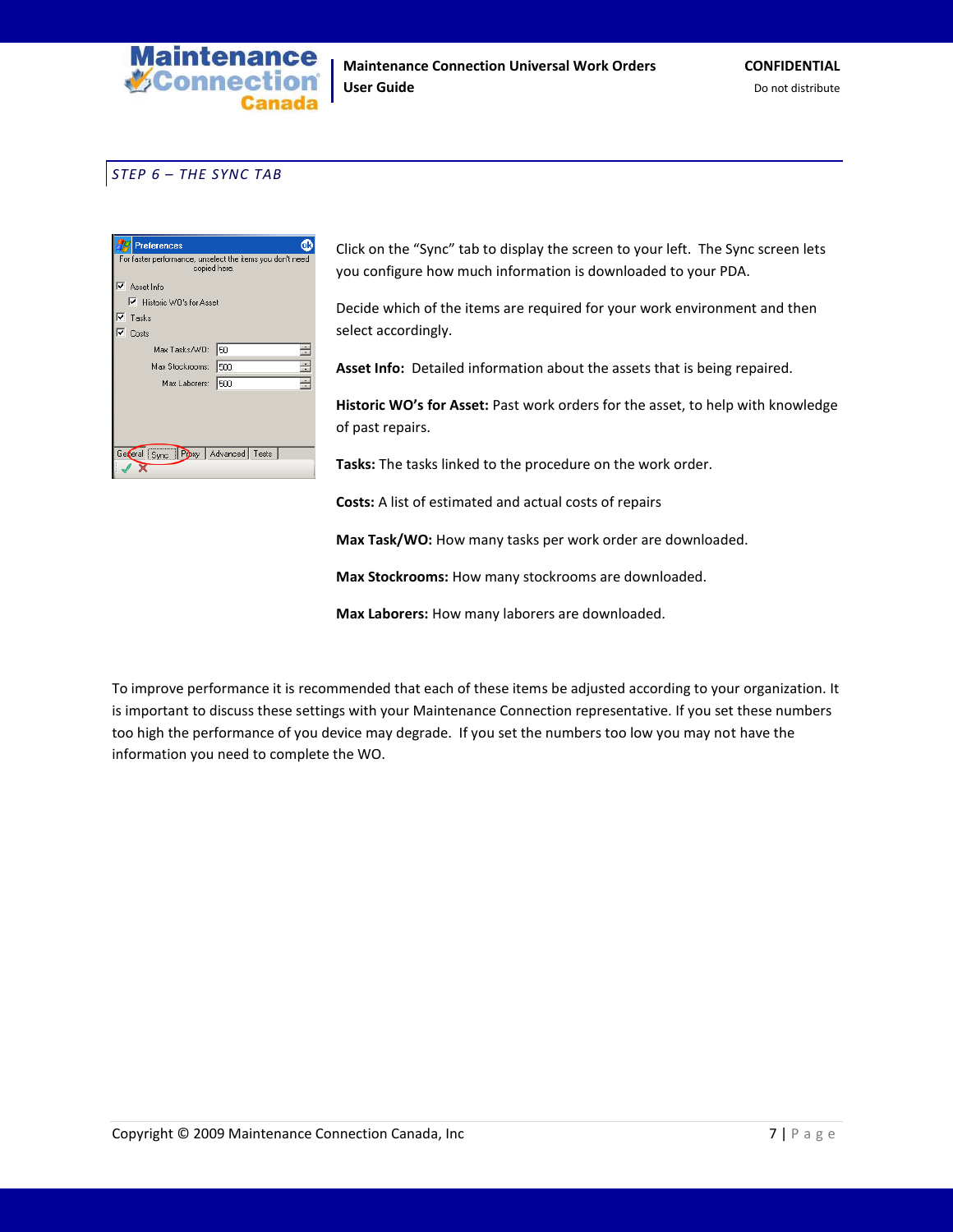## STEP 6 – THE SYNC TAB

Click on the “Sync” tab to display the screen to your left. The Sync screen lets you configure how much information is downloaded to your PDA.

Decide which of the items are required for your work environment and then select accordingly.

**Asset Info:** Detailed information about the assets that is being repaired.

**Historic WO’s for Asset:** Past work orders for the asset, to help with knowledge of past repairs.

**Tasks:** The tasks linked to the procedure on the work order.

**Costs:** A list of estimated and actual costs of repairs

**Max Task/WO:** How many tasks per work order are downloaded.

**Max Stockrooms:** How many stockrooms are downloaded.

**Max Laborers:** How many laborers are downloaded.

To improve performance it is recommended that each of these items be adjusted according to your organization. It is important to discuss these settings with your Maintenance Connection representative. If you set these numbers too high the performance of you device may degrade. If you set the numbers too low you may not have the information you need to complete the WO.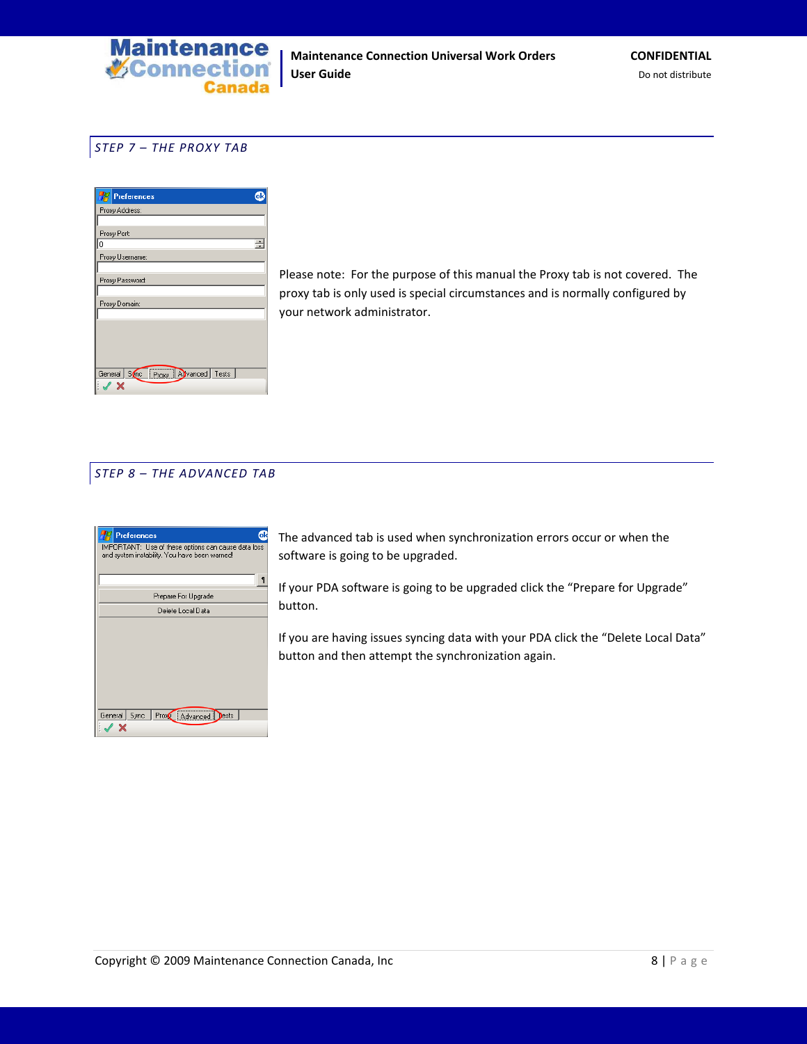## STEP 7 – THE PROXY TAB

Please note: For the purpose of this manual the Proxy tab is not covered. The proxy tab is only used is special circumstances and is normally configured by your network administrator.

## STEP 8 – THE ADVANCED TAB

The advanced tab is used when synchronization errors occur or when the software is going to be upgraded.

If your PDA software is going to be upgraded click the "Prepare for Upgrade" button.

If you are having issues syncing data with your PDA click the "Delete Local Data" button and then attempt the synchronization again.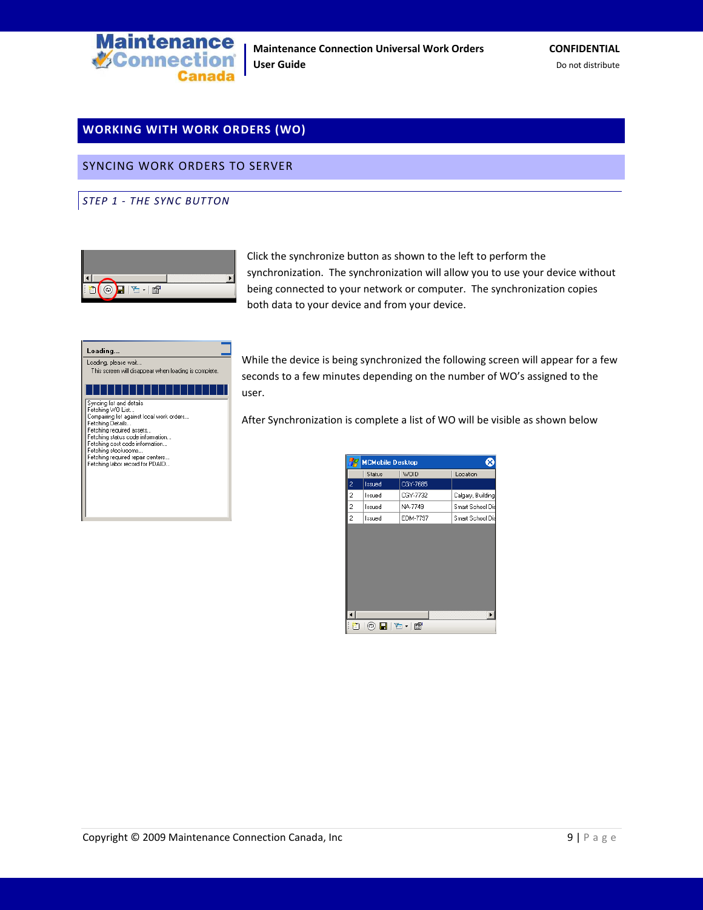# WORKING WITH WORK ORDERS (WO)

## SYNCING WORK ORDERS TO SERVER

### *STEP 1 - THE SYNC BUTTON*

Click the synchronize button as shown to the left to perform the synchronization. The synchronization will allow you to use your device without being connected to your network or computer. The synchronization copies both data to your device and from your device.

While the device is being synchronized the following screen will appear for a few seconds to a few minutes depending on the number of WO's assigned to the user.

After Synchronization is complete a list of WO will be visible as shown below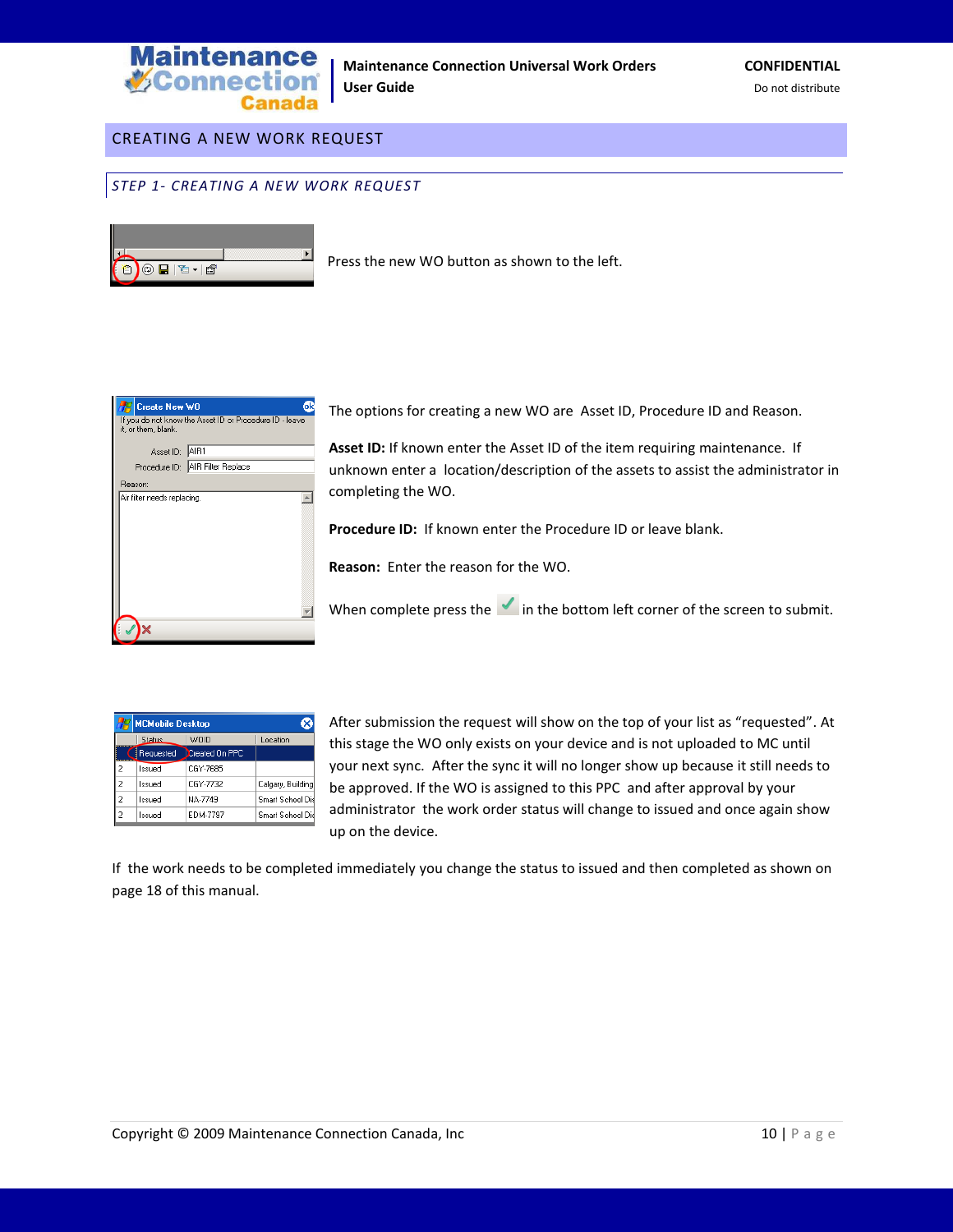# CREATING A NEW WORK REQUEST

## STEP 1- CREATING A NEW WORK REQUEST

Press the new WO button as shown to the left.

The options for creating a new WO are Asset ID, Procedure ID and Reason.

**Asset ID:** If known enter the Asset ID of the item requiring maintenance. If unknown enter a location/description of the assets to assist the administrator in completing the WO.

**Procedure ID:** If known enter the Procedure ID or leave blank.

**Reason:** Enter the reason for the WO.

When complete press the ✓ in the bottom left corner of the screen to submit.

After submission the request will show on the top of your list as "requested". At this stage the WO only exists on your device and is not uploaded to MC until your next sync. After the sync it will no longer show up because it still needs to be approved. If the WO is assigned to this PPC and after approval by your administrator the work order status will change to issued and once again show up on the device.

If the work needs to be completed immediately you change the status to issued and then completed as shown on page 18 of this manual.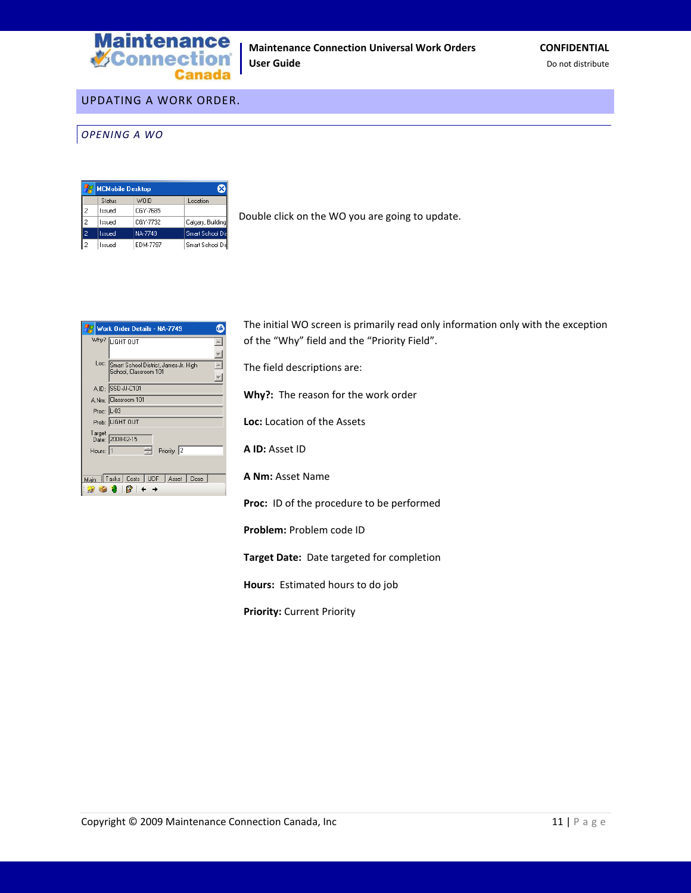## UPDATING A WORK ORDER.

### OPENING A WO

Double click on the WO you are going to update.

The initial WO screen is primarily read only information only with the exception of the “Why” field and the “Priority Field”.

The field descriptions are:

**Why?:** The reason for the work order

**Loc:** Location of the Assets

**A ID:** Asset ID

**A Nm:** Asset Name

**Proc:** ID of the procedure to be performed

**Problem:** Problem code ID

**Target Date:** Date targeted for completion

**Hours:** Estimated hours to do job

**Priority:** Current Priority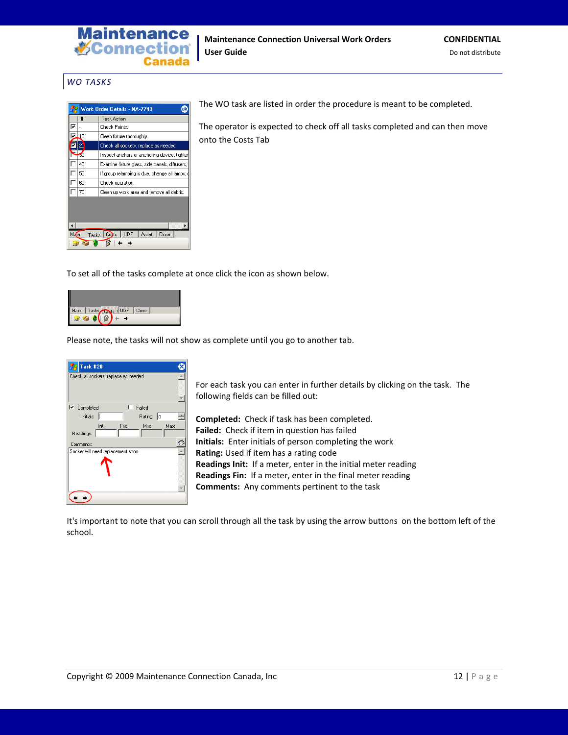## WO TASKS

The WO task are listed in order the procedure is meant to be completed.

The operator is expected to check off all tasks completed and can then move onto the Costs Tab

To set all of the tasks complete at once click the icon as shown below.

Please note, the tasks will not show as complete until you go to another tab.

For each task you can enter in further details by clicking on the task. The following fields can be filled out:

**Completed:** Check if task has been completed.
**Failed:** Check if item in question has failed
**Initials:** Enter initials of person completing the work
**Rating:** Used if item has a rating code
**Readings Init:** If a meter, enter in the initial meter reading
**Readings Fin:** If a meter, enter in the final meter reading
**Comments:** Any comments pertinent to the task

It's important to note that you can scroll through all the task by using the arrow buttons on the bottom left of the school.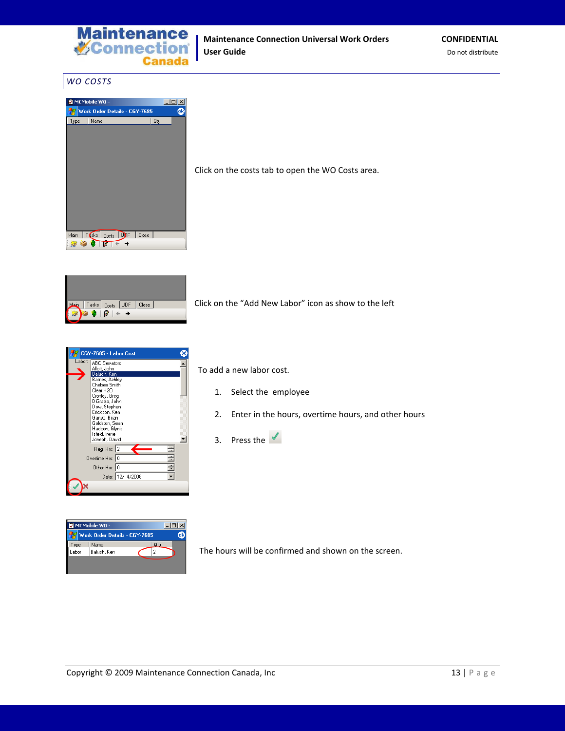## WO COSTS

Click on the costs tab to open the WO Costs area.

Click on the “Add New Labor” icon as show to the left

To add a new labor cost.

1. Select the employee
2. Enter in the hours, overtime hours, and other hours
3. Press the ✓

The hours will be confirmed and shown on the screen.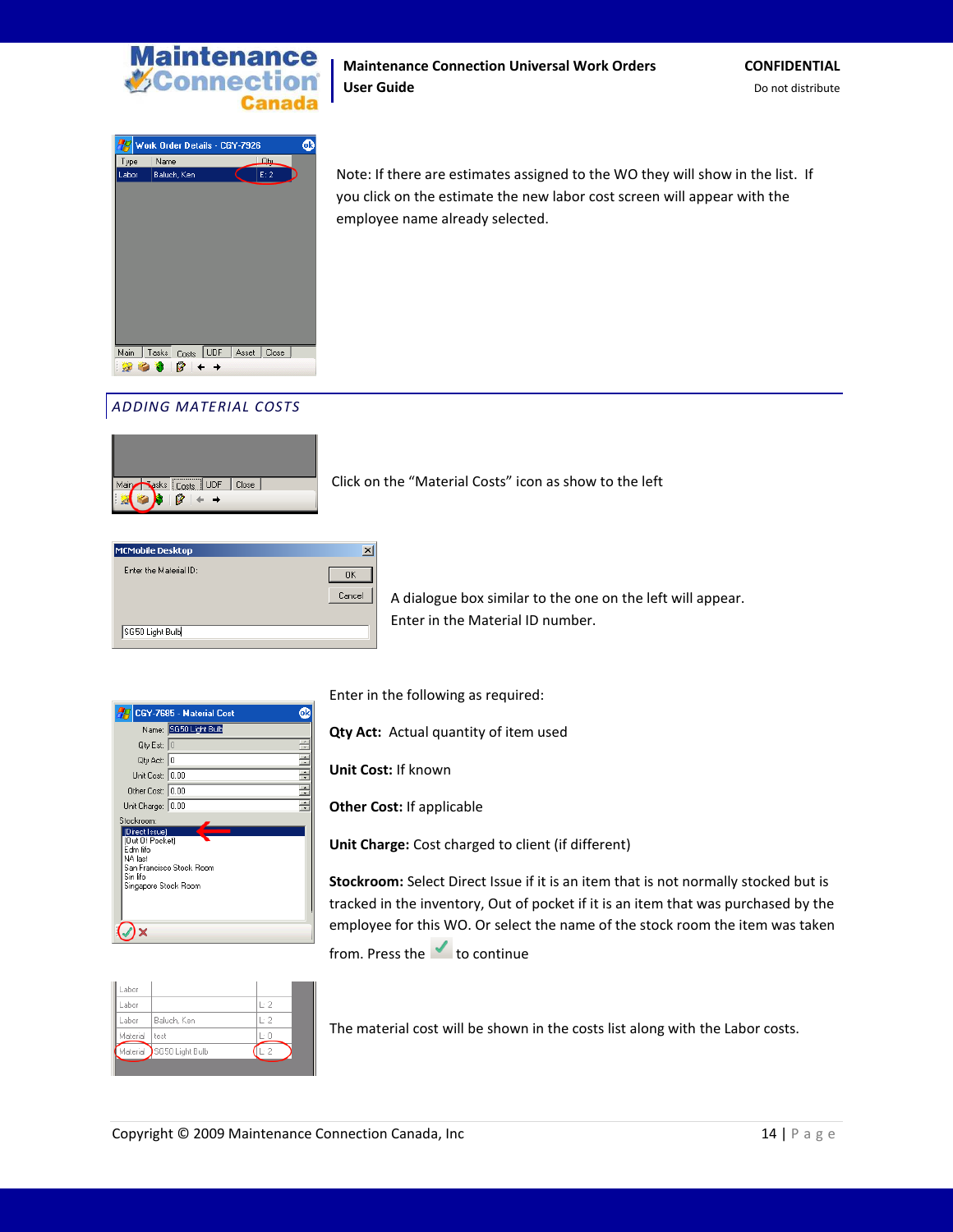Note: If there are estimates assigned to the WO they will show in the list. If you click on the estimate the new labor cost screen will appear with the employee name already selected.

## ADDING MATERIAL COSTS

Click on the “Material Costs” icon as show to the left

A dialogue box similar to the one on the left will appear. Enter in the Material ID number.

Enter in the following as required:

**Qty Act:** Actual quantity of item used

**Unit Cost:** If known

**Other Cost:** If applicable

**Unit Charge:** Cost charged to client (if different)

**Stockroom:** Select Direct Issue if it is an item that is not normally stocked but is tracked in the inventory, Out of pocket if it is an item that was purchased by the employee for this WO. Or select the name of the stock room the item was taken from. Press the ✓ to continue

The material cost will be shown in the costs list along with the Labor costs.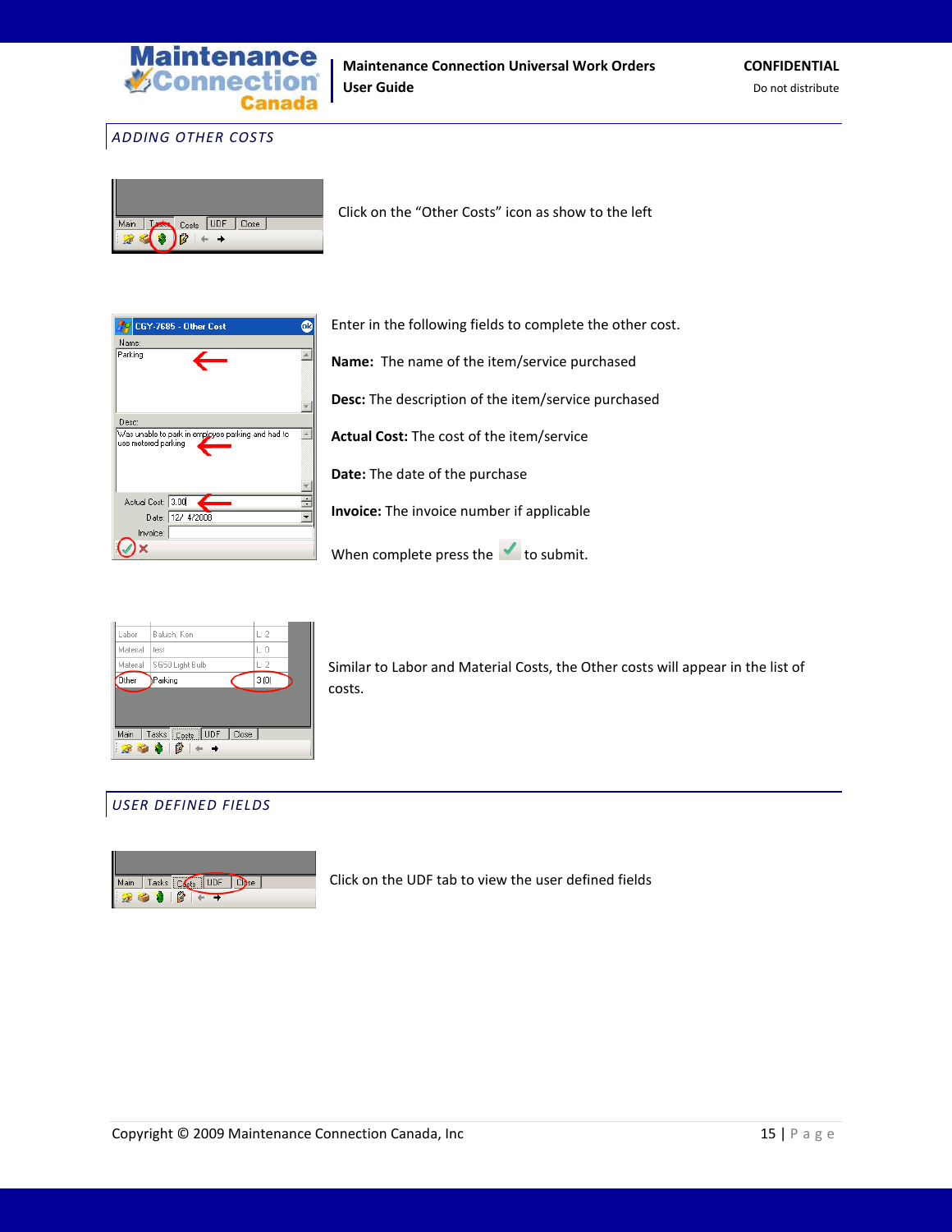## ADDING OTHER COSTS

Click on the “Other Costs” icon as show to the left

Enter in the following fields to complete the other cost.

**Name:** The name of the item/service purchased

**Desc:** The description of the item/service purchased

**Actual Cost:** The cost of the item/service

**Date:** The date of the purchase

**Invoice:** The invoice number if applicable

When complete press the ✓ to submit.

Similar to Labor and Material Costs, the Other costs will appear in the list of costs.

## USER DEFINED FIELDS

Click on the UDF tab to view the user defined fields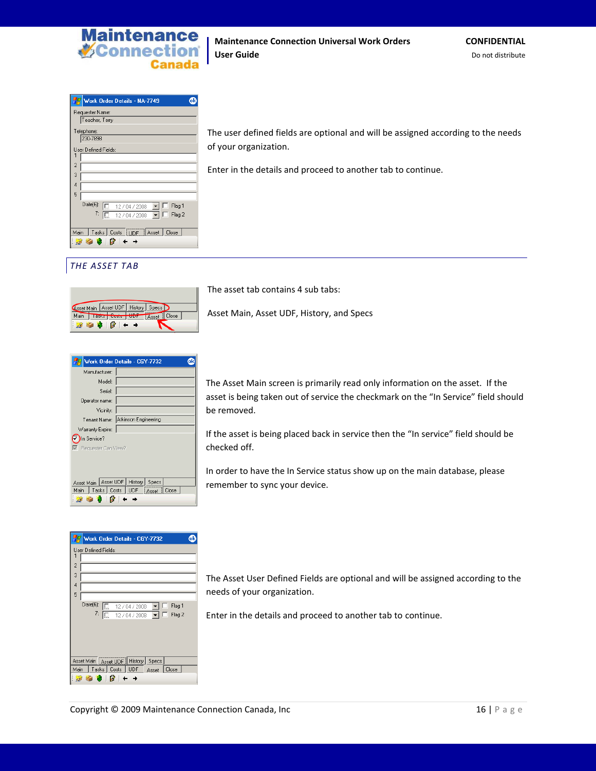The user defined fields are optional and will be assigned according to the needs of your organization.

Enter in the details and proceed to another tab to continue.

## THE ASSET TAB

The asset tab contains 4 sub tabs:

Asset Main, Asset UDF, History, and Specs

The Asset Main screen is primarily read only information on the asset. If the asset is being taken out of service the checkmark on the “In Service” field should be removed.

If the asset is being placed back in service then the “In service” field should be checked off.

In order to have the In Service status show up on the main database, please remember to sync your device.

The Asset User Defined Fields are optional and will be assigned according to the needs of your organization.

Enter in the details and proceed to another tab to continue.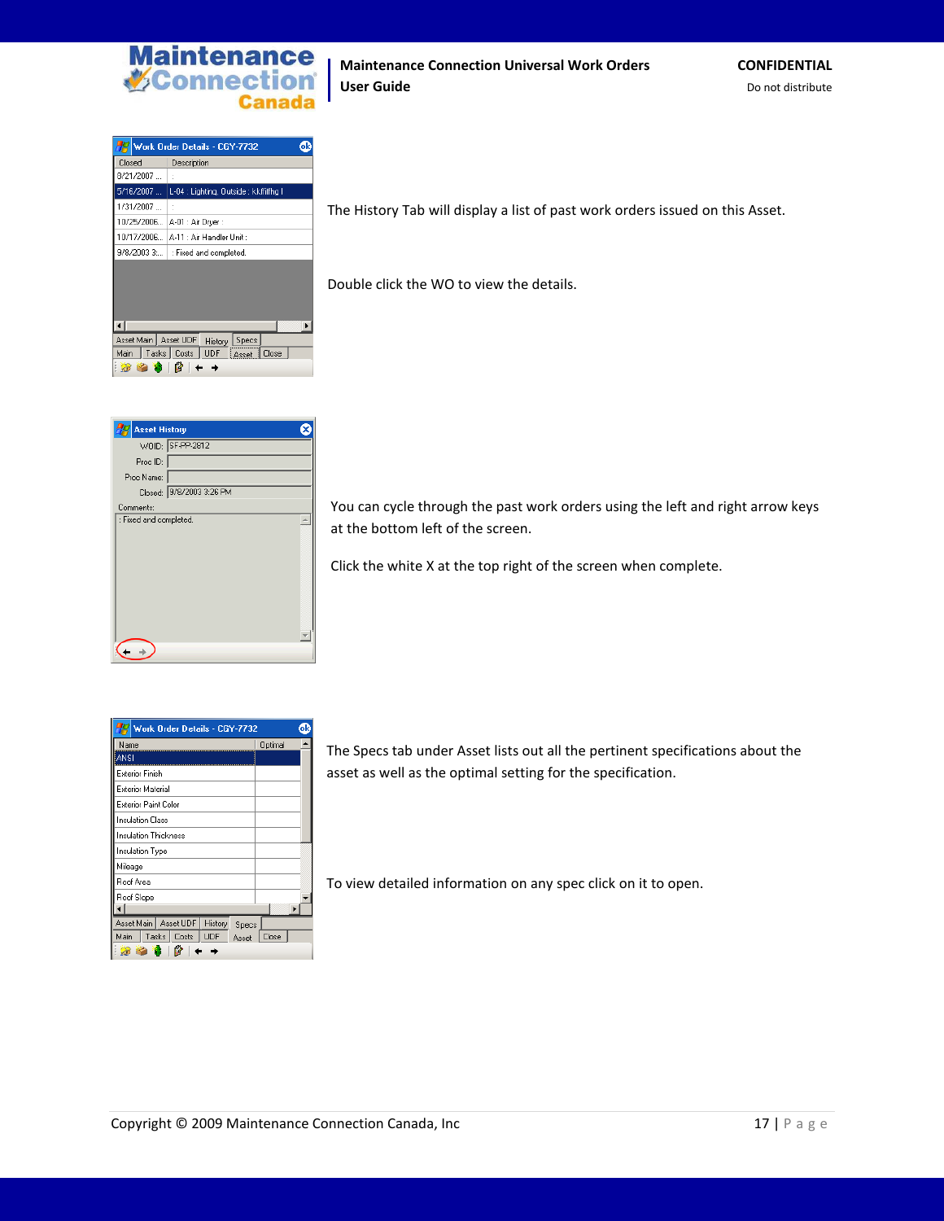The History Tab will display a list of past work orders issued on this Asset.

Double click the WO to view the details.

You can cycle through the past work orders using the left and right arrow keys at the bottom left of the screen.

Click the white X at the top right of the screen when complete.

The Specs tab under Asset lists out all the pertinent specifications about the asset as well as the optimal setting for the specification.

To view detailed information on any spec click on it to open.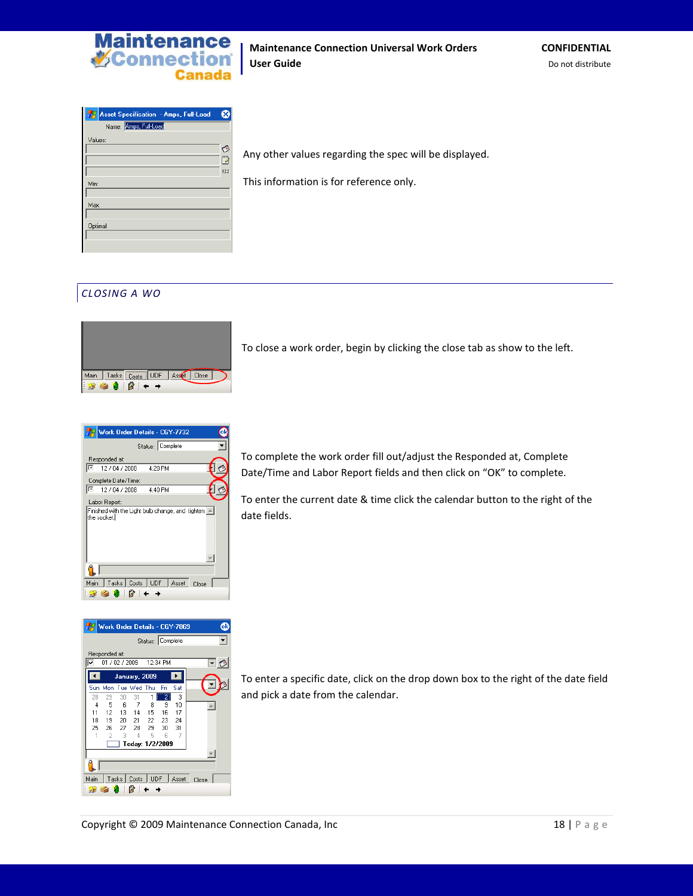Any other values regarding the spec will be displayed.

This information is for reference only.

## CLOSING A WO

To close a work order, begin by clicking the close tab as show to the left.

To complete the work order fill out/adjust the Responded at, Complete Date/Time and Labor Report fields and then click on “OK” to complete.

To enter the current date & time click the calendar button to the right of the date fields.

To enter a specific date, click on the drop down box to the right of the date field and pick a date from the calendar.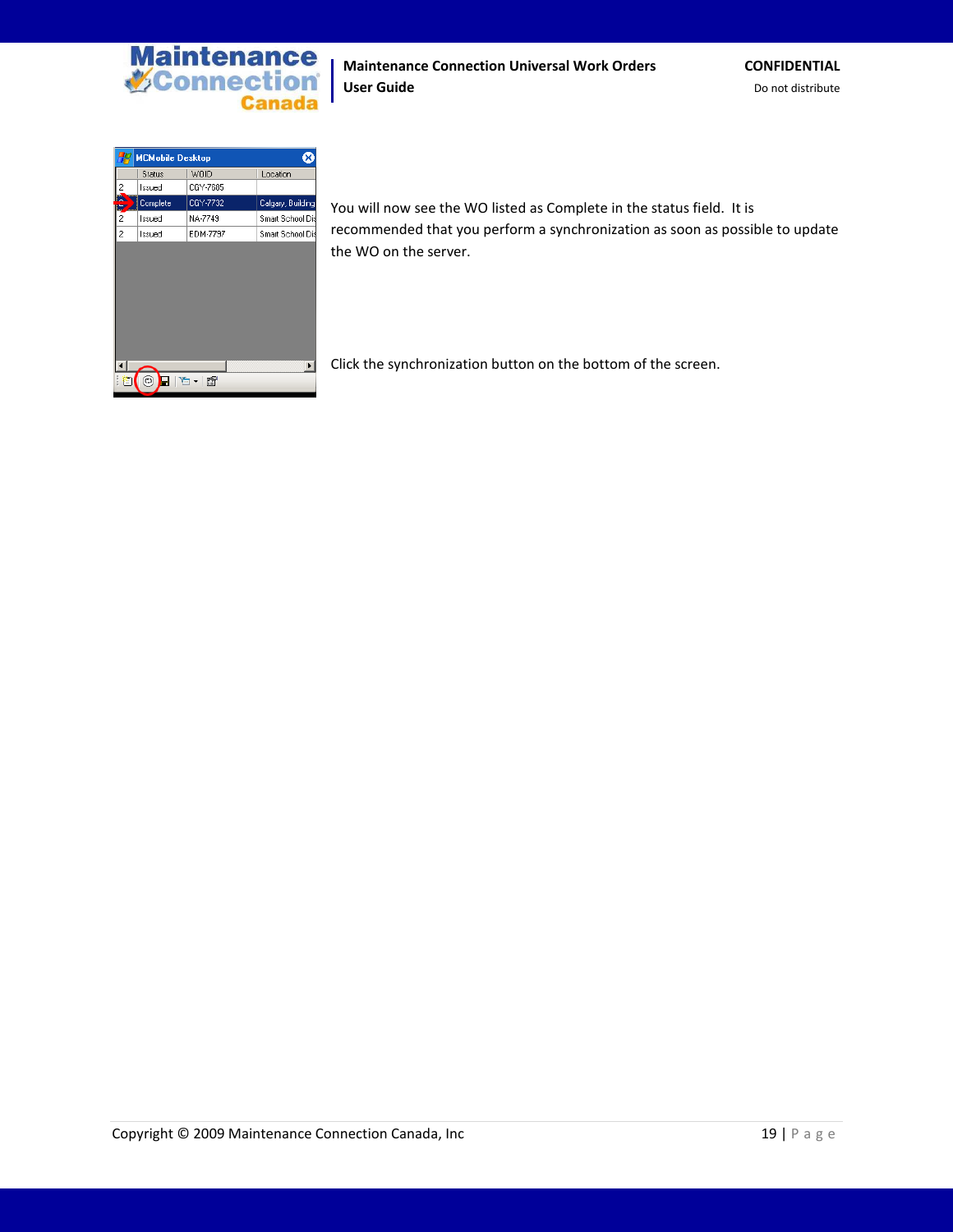You will now see the WO listed as Complete in the status field. It is recommended that you perform a synchronization as soon as possible to update the WO on the server.

Click the synchronization button on the bottom of the screen.